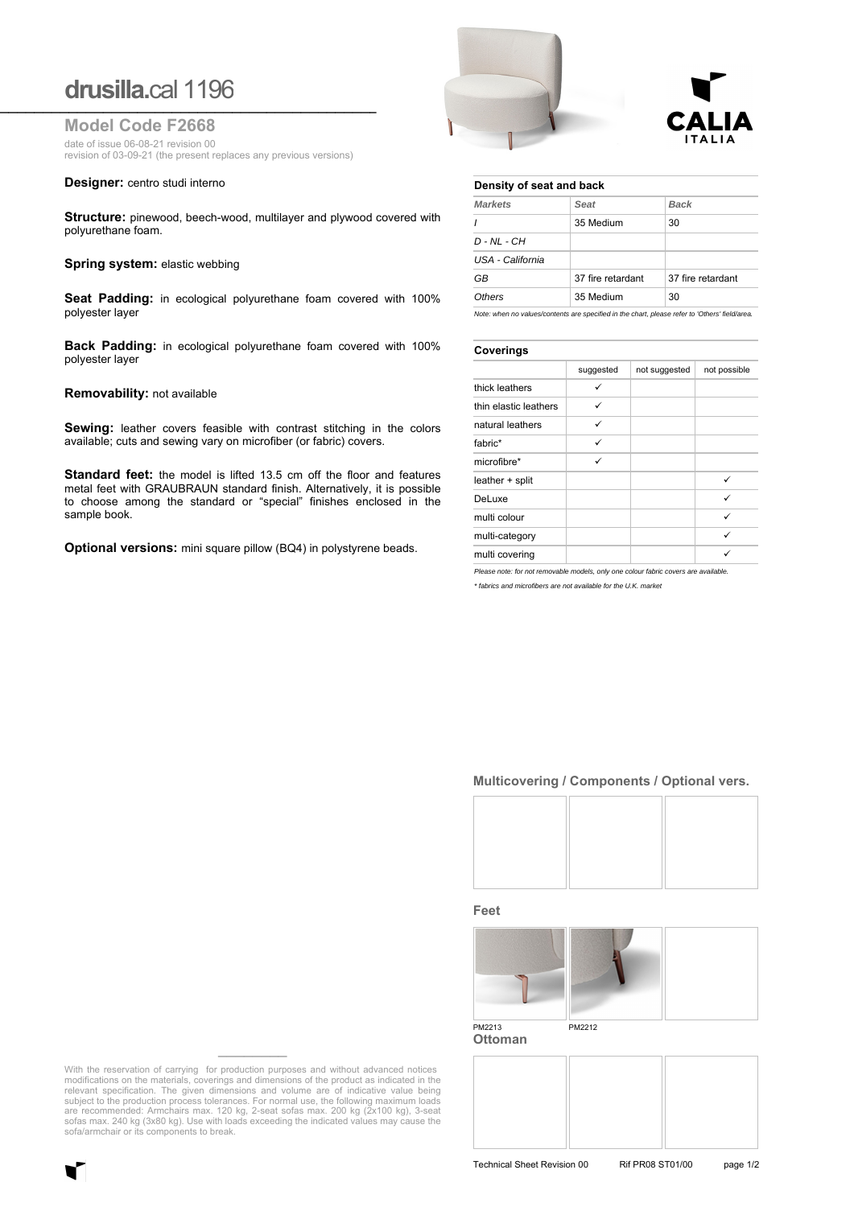# drusilla.cal 1196

## Model Code F2668

date of issue 06-08-21 revision 00
revision of 03-09-21 (the present replaces any previous versions)

**Designer:** centro studi interno

**Structure:** pinewood, beech-wood, multilayer and plywood covered with polyurethane foam.

**Spring system:** elastic webbing

**Seat Padding:** in ecological polyurethane foam covered with 100% polyester layer

**Back Padding:** in ecological polyurethane foam covered with 100% polyester layer

**Removability:** not available

**Sewing:** leather covers feasible with contrast stitching in the colors available; cuts and sewing vary on microfiber (or fabric) covers.

**Standard feet:** the model is lifted 13.5 cm off the floor and features metal feet with GRAUBRAUN standard finish. Alternatively, it is possible to choose among the standard or "special" finishes enclosed in the sample book.

**Optional versions:** mini square pillow (BQ4) in polystyrene beads.

**Density of seat and back**

| *Markets* | *Seat* | *Back* |
|---|---|---|
| *I* | 35 Medium | 30 |
| *D - NL - CH* | | |
| *USA - California* | | |
| *GB* | 37 fire retardant | 37 fire retardant |
| *Others* | 35 Medium | 30 |

*Note: when no values/contents are specified in the chart, please refer to 'Others' field/area.*

**Coverings**

| | suggested | not suggested | not possible |
|---|---|---|---|
| thick leathers | ✓ | | |
| thin elastic leathers | ✓ | | |
| natural leathers | ✓ | | |
| fabric* | ✓ | | |
| microfibre* | ✓ | | |
| leather + split | | | ✓ |
| DeLuxe | | | ✓ |
| multi colour | | | ✓ |
| multi-category | | | ✓ |
| multi covering | | | ✓ |

*Please note: for not removable models, only one colour fabric covers are available.*

*\* fabrics and microfibers are not available for the U.K. market*

**Multicovering / Components / Optional vers.**

**Feet**

PM2213 PM2212

**Ottoman**

With the reservation of carrying for production purposes and without advanced notices modifications on the materials, coverings and dimensions of the product as indicated in the relevant specification. The given dimensions and volume are of indicative value being subject to the production process tolerances. For normal use, the following maximum loads are recommended: Armchairs max. 120 kg, 2-seat sofas max. 200 kg (2x100 kg), 3-seat sofas max. 240 kg (3x80 kg). Use with loads exceeding the indicated values may cause the sofa/armchair or its components to break.

Technical Sheet Revision 00 Rif PR08 ST01/00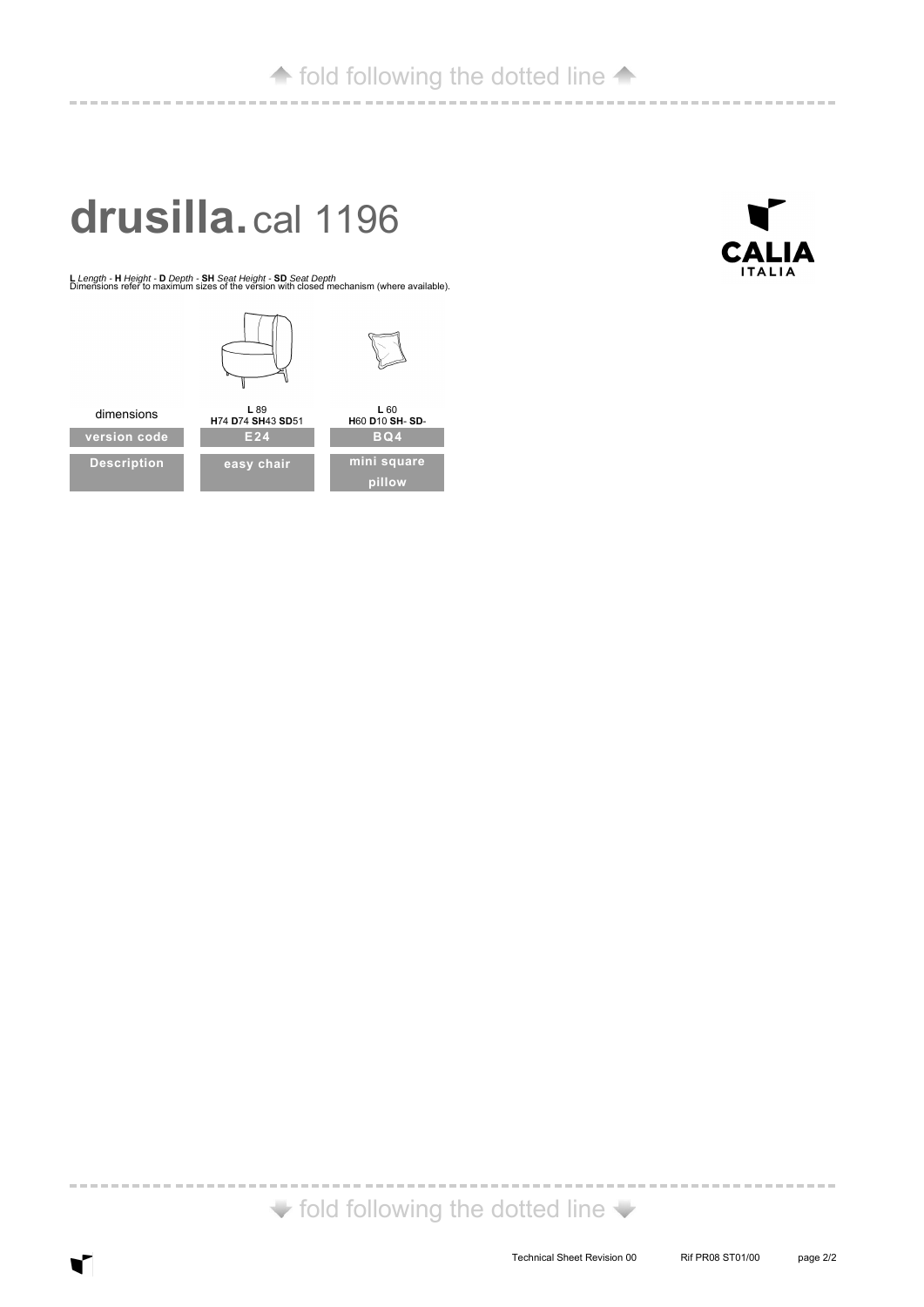↑ fold following the dotted line ↑

# drusilla. cal 1196

**L** *Length* - **H** *Height* - **D** *Depth* - **SH** *Seat Height* - **SD** *Seat Depth*
Dimensions refer to maximum sizes of the version with closed mechanism (where available).

| | | |
|---|---|---|
| dimensions | **L** 89 **H**74 **D**74 **SH**43 **SD**51 | **L** 60 **H**60 **D**10 **SH**- **SD**- |
| version code | E24 | BQ4 |
| Description | easy chair | mini square pillow |

↓ fold following the dotted line ↓

Technical Sheet Revision 00 Rif PR08 ST01/00